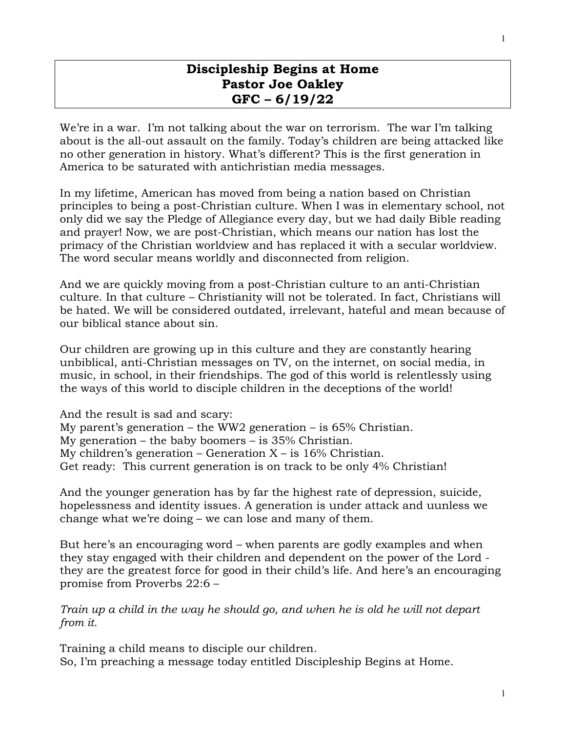# Discipleship Begins at Home
# Pastor Joe Oakley
# GFC – 6/19/22

We're in a war. I'm not talking about the war on terrorism. The war I'm talking about is the all-out assault on the family. Today's children are being attacked like no other generation in history. What's different? This is the first generation in America to be saturated with antichristian media messages.

In my lifetime, American has moved from being a nation based on Christian principles to being a post-Christian culture. When I was in elementary school, not only did we say the Pledge of Allegiance every day, but we had daily Bible reading and prayer! Now, we are post-Christian, which means our nation has lost the primacy of the Christian worldview and has replaced it with a secular worldview. The word secular means worldly and disconnected from religion.

And we are quickly moving from a post-Christian culture to an anti-Christian culture. In that culture – Christianity will not be tolerated. In fact, Christians will be hated. We will be considered outdated, irrelevant, hateful and mean because of our biblical stance about sin.

Our children are growing up in this culture and they are constantly hearing unbiblical, anti-Christian messages on TV, on the internet, on social media, in music, in school, in their friendships. The god of this world is relentlessly using the ways of this world to disciple children in the deceptions of the world!

And the result is sad and scary:
My parent's generation – the WW2 generation – is 65% Christian.
My generation – the baby boomers – is 35% Christian.
My children's generation – Generation X – is 16% Christian.
Get ready: This current generation is on track to be only 4% Christian!

And the younger generation has by far the highest rate of depression, suicide, hopelessness and identity issues. A generation is under attack and uunless we change what we're doing – we can lose and many of them.

But here's an encouraging word – when parents are godly examples and when they stay engaged with their children and dependent on the power of the Lord - they are the greatest force for good in their child's life. And here's an encouraging promise from Proverbs 22:6 –

*Train up a child in the way he should go, and when he is old he will not depart from it.*

Training a child means to disciple our children.
So, I'm preaching a message today entitled Discipleship Begins at Home.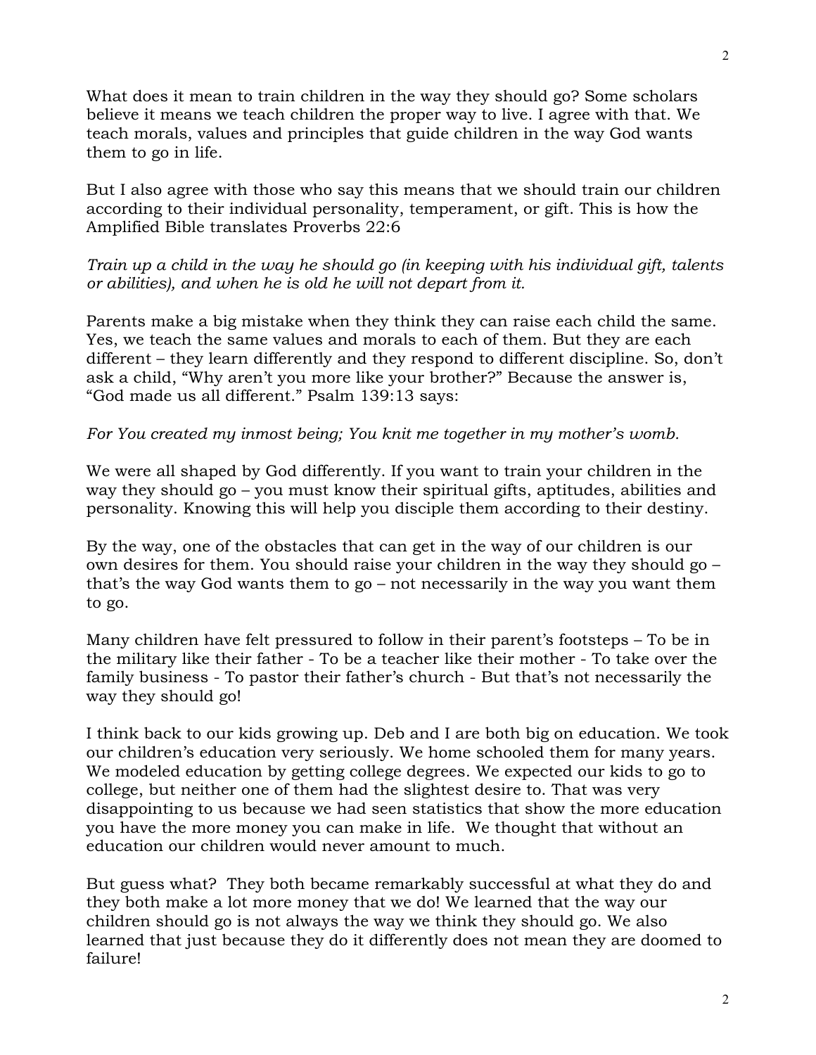What does it mean to train children in the way they should go? Some scholars believe it means we teach children the proper way to live. I agree with that. We teach morals, values and principles that guide children in the way God wants them to go in life.

But I also agree with those who say this means that we should train our children according to their individual personality, temperament, or gift. This is how the Amplified Bible translates Proverbs 22:6

*Train up a child in the way he should go (in keeping with his individual gift, talents or abilities), and when he is old he will not depart from it.*

Parents make a big mistake when they think they can raise each child the same. Yes, we teach the same values and morals to each of them. But they are each different – they learn differently and they respond to different discipline. So, don't ask a child, "Why aren't you more like your brother?" Because the answer is, "God made us all different." Psalm 139:13 says:

*For You created my inmost being; You knit me together in my mother's womb.*

We were all shaped by God differently. If you want to train your children in the way they should go – you must know their spiritual gifts, aptitudes, abilities and personality. Knowing this will help you disciple them according to their destiny.

By the way, one of the obstacles that can get in the way of our children is our own desires for them. You should raise your children in the way they should go – that's the way God wants them to go – not necessarily in the way you want them to go.

Many children have felt pressured to follow in their parent's footsteps – To be in the military like their father - To be a teacher like their mother - To take over the family business - To pastor their father's church - But that's not necessarily the way they should go!

I think back to our kids growing up. Deb and I are both big on education. We took our children's education very seriously. We home schooled them for many years. We modeled education by getting college degrees. We expected our kids to go to college, but neither one of them had the slightest desire to. That was very disappointing to us because we had seen statistics that show the more education you have the more money you can make in life. We thought that without an education our children would never amount to much.

But guess what? They both became remarkably successful at what they do and they both make a lot more money that we do! We learned that the way our children should go is not always the way we think they should go. We also learned that just because they do it differently does not mean they are doomed to failure!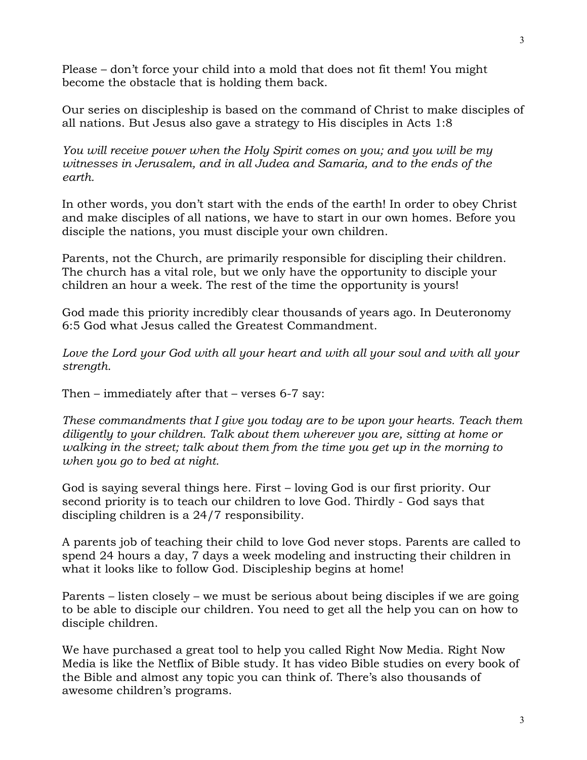Please – don't force your child into a mold that does not fit them! You might become the obstacle that is holding them back.

Our series on discipleship is based on the command of Christ to make disciples of all nations. But Jesus also gave a strategy to His disciples in Acts 1:8

*You will receive power when the Holy Spirit comes on you; and you will be my witnesses in Jerusalem, and in all Judea and Samaria, and to the ends of the earth.*

In other words, you don't start with the ends of the earth! In order to obey Christ and make disciples of all nations, we have to start in our own homes. Before you disciple the nations, you must disciple your own children.

Parents, not the Church, are primarily responsible for discipling their children. The church has a vital role, but we only have the opportunity to disciple your children an hour a week. The rest of the time the opportunity is yours!

God made this priority incredibly clear thousands of years ago. In Deuteronomy 6:5 God what Jesus called the Greatest Commandment.

*Love the Lord your God with all your heart and with all your soul and with all your strength.*

Then – immediately after that – verses 6-7 say:

*These commandments that I give you today are to be upon your hearts. Teach them diligently to your children. Talk about them wherever you are, sitting at home or walking in the street; talk about them from the time you get up in the morning to when you go to bed at night.*

God is saying several things here. First – loving God is our first priority. Our second priority is to teach our children to love God. Thirdly - God says that discipling children is a 24/7 responsibility.

A parents job of teaching their child to love God never stops. Parents are called to spend 24 hours a day, 7 days a week modeling and instructing their children in what it looks like to follow God. Discipleship begins at home!

Parents – listen closely – we must be serious about being disciples if we are going to be able to disciple our children. You need to get all the help you can on how to disciple children.

We have purchased a great tool to help you called Right Now Media. Right Now Media is like the Netflix of Bible study. It has video Bible studies on every book of the Bible and almost any topic you can think of. There's also thousands of awesome children's programs.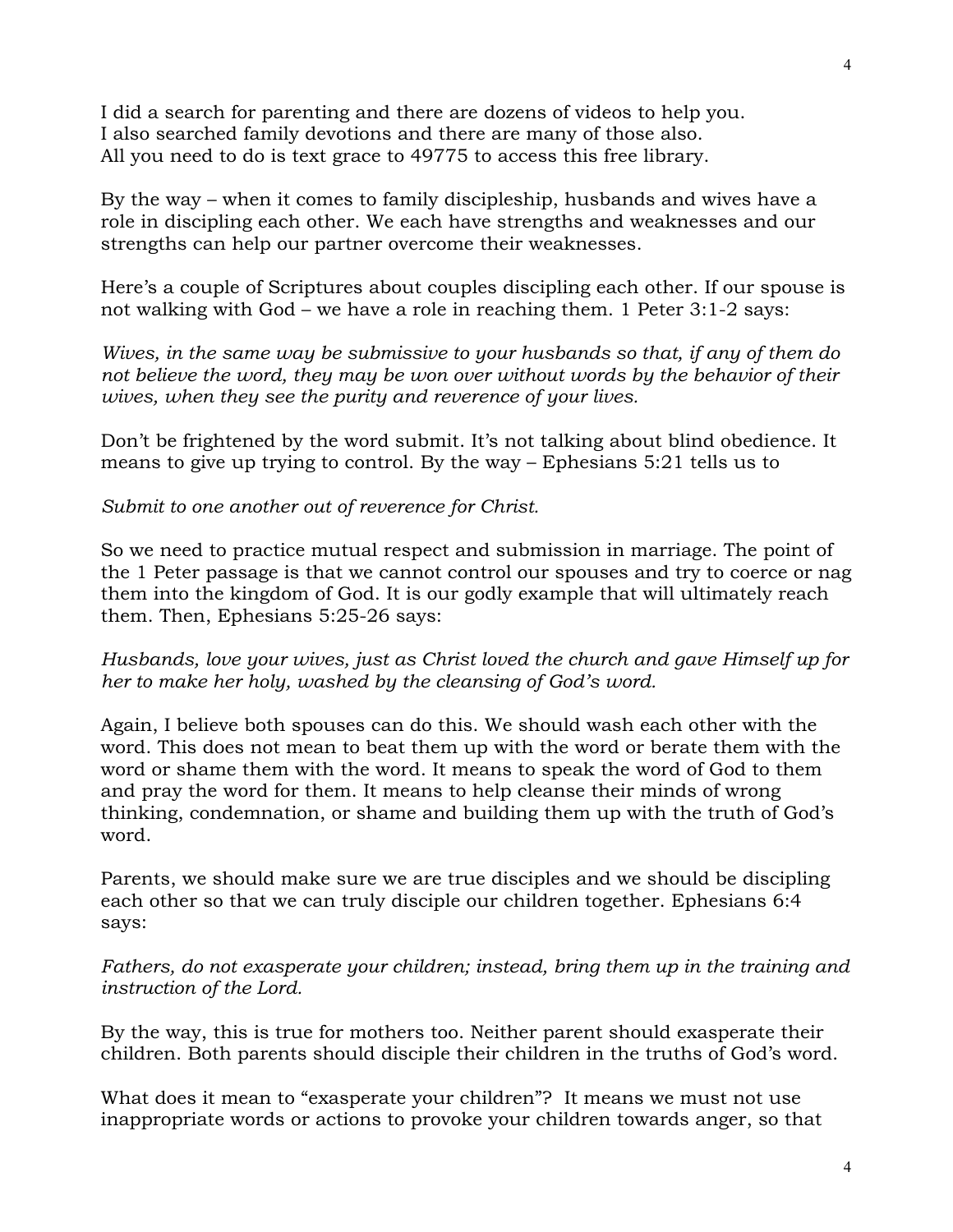I did a search for parenting and there are dozens of videos to help you.
I also searched family devotions and there are many of those also.
All you need to do is text grace to 49775 to access this free library.

By the way – when it comes to family discipleship, husbands and wives have a role in discipling each other. We each have strengths and weaknesses and our strengths can help our partner overcome their weaknesses.

Here's a couple of Scriptures about couples discipling each other. If our spouse is not walking with God – we have a role in reaching them. 1 Peter 3:1-2 says:

*Wives, in the same way be submissive to your husbands so that, if any of them do not believe the word, they may be won over without words by the behavior of their wives, when they see the purity and reverence of your lives.*

Don't be frightened by the word submit. It's not talking about blind obedience. It means to give up trying to control. By the way – Ephesians 5:21 tells us to

*Submit to one another out of reverence for Christ.*

So we need to practice mutual respect and submission in marriage. The point of the 1 Peter passage is that we cannot control our spouses and try to coerce or nag them into the kingdom of God. It is our godly example that will ultimately reach them. Then, Ephesians 5:25-26 says:

*Husbands, love your wives, just as Christ loved the church and gave Himself up for her to make her holy, washed by the cleansing of God's word.*

Again, I believe both spouses can do this. We should wash each other with the word. This does not mean to beat them up with the word or berate them with the word or shame them with the word. It means to speak the word of God to them and pray the word for them. It means to help cleanse their minds of wrong thinking, condemnation, or shame and building them up with the truth of God's word.

Parents, we should make sure we are true disciples and we should be discipling each other so that we can truly disciple our children together. Ephesians 6:4 says:

*Fathers, do not exasperate your children; instead, bring them up in the training and instruction of the Lord.*

By the way, this is true for mothers too. Neither parent should exasperate their children. Both parents should disciple their children in the truths of God's word.

What does it mean to "exasperate your children"? It means we must not use inappropriate words or actions to provoke your children towards anger, so that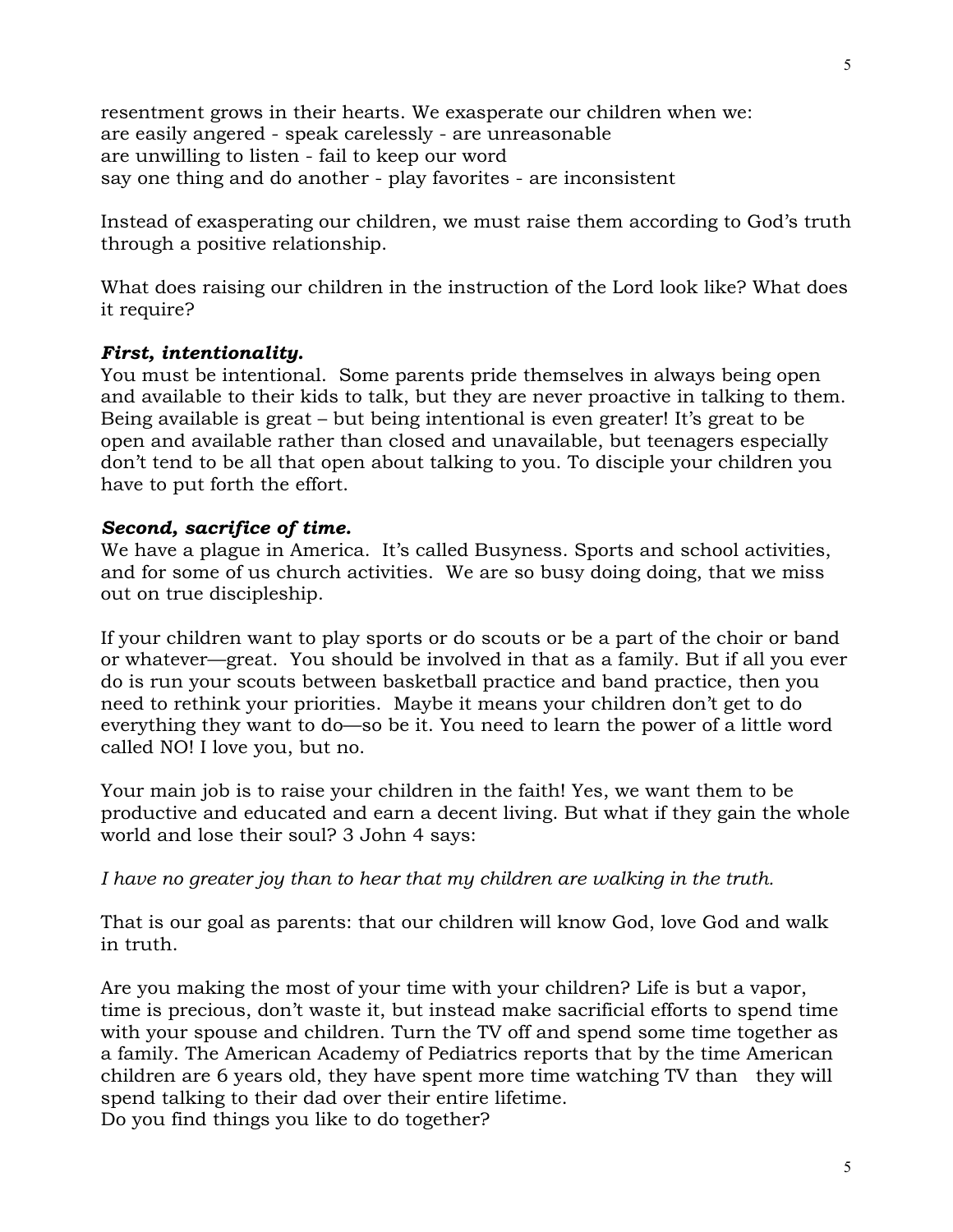resentment grows in their hearts. We exasperate our children when we:
are easily angered - speak carelessly - are unreasonable
are unwilling to listen - fail to keep our word
say one thing and do another - play favorites - are inconsistent

Instead of exasperating our children, we must raise them according to God's truth through a positive relationship.

What does raising our children in the instruction of the Lord look like? What does it require?

***First, intentionality.***
You must be intentional. Some parents pride themselves in always being open and available to their kids to talk, but they are never proactive in talking to them. Being available is great – but being intentional is even greater! It's great to be open and available rather than closed and unavailable, but teenagers especially don't tend to be all that open about talking to you. To disciple your children you have to put forth the effort.

***Second, sacrifice of time.***
We have a plague in America. It's called Busyness. Sports and school activities, and for some of us church activities. We are so busy doing doing, that we miss out on true discipleship.

If your children want to play sports or do scouts or be a part of the choir or band or whatever—great. You should be involved in that as a family. But if all you ever do is run your scouts between basketball practice and band practice, then you need to rethink your priorities. Maybe it means your children don't get to do everything they want to do—so be it. You need to learn the power of a little word called NO! I love you, but no.

Your main job is to raise your children in the faith! Yes, we want them to be productive and educated and earn a decent living. But what if they gain the whole world and lose their soul? 3 John 4 says:

*I have no greater joy than to hear that my children are walking in the truth.*

That is our goal as parents: that our children will know God, love God and walk in truth.

Are you making the most of your time with your children? Life is but a vapor, time is precious, don't waste it, but instead make sacrificial efforts to spend time with your spouse and children. Turn the TV off and spend some time together as a family. The American Academy of Pediatrics reports that by the time American children are 6 years old, they have spent more time watching TV than they will spend talking to their dad over their entire lifetime.
Do you find things you like to do together?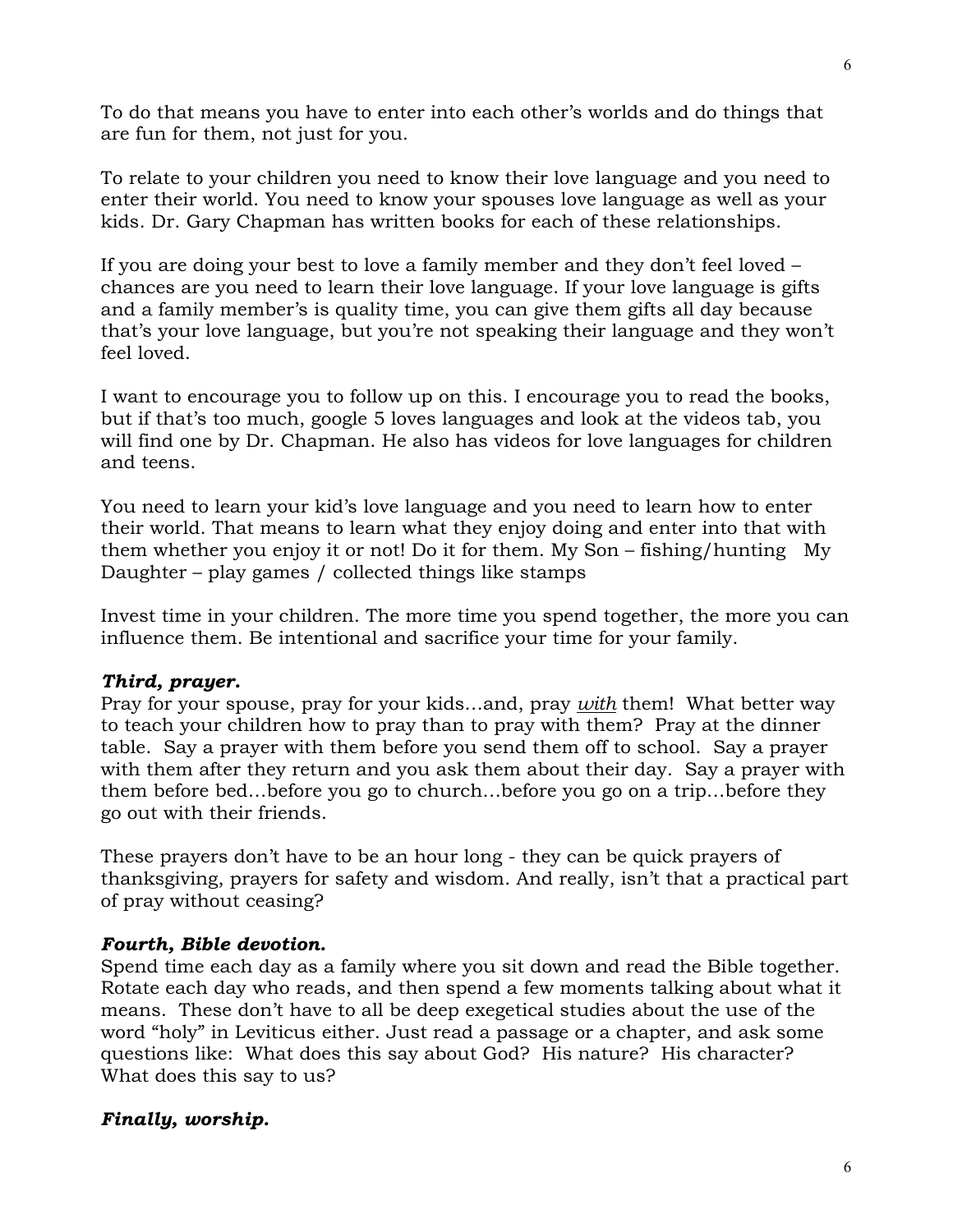To do that means you have to enter into each other's worlds and do things that are fun for them, not just for you.

To relate to your children you need to know their love language and you need to enter their world. You need to know your spouses love language as well as your kids. Dr. Gary Chapman has written books for each of these relationships.

If you are doing your best to love a family member and they don't feel loved – chances are you need to learn their love language. If your love language is gifts and a family member's is quality time, you can give them gifts all day because that's your love language, but you're not speaking their language and they won't feel loved.

I want to encourage you to follow up on this. I encourage you to read the books, but if that's too much, google 5 loves languages and look at the videos tab, you will find one by Dr. Chapman. He also has videos for love languages for children and teens.

You need to learn your kid's love language and you need to learn how to enter their world. That means to learn what they enjoy doing and enter into that with them whether you enjoy it or not! Do it for them. My Son – fishing/hunting My Daughter – play games / collected things like stamps

Invest time in your children. The more time you spend together, the more you can influence them. Be intentional and sacrifice your time for your family.

***Third, prayer.***

Pray for your spouse, pray for your kids…and, pray *with* them! What better way to teach your children how to pray than to pray with them? Pray at the dinner table. Say a prayer with them before you send them off to school. Say a prayer with them after they return and you ask them about their day. Say a prayer with them before bed…before you go to church…before you go on a trip…before they go out with their friends.

These prayers don't have to be an hour long - they can be quick prayers of thanksgiving, prayers for safety and wisdom. And really, isn't that a practical part of pray without ceasing?

***Fourth, Bible devotion.***

Spend time each day as a family where you sit down and read the Bible together. Rotate each day who reads, and then spend a few moments talking about what it means. These don't have to all be deep exegetical studies about the use of the word "holy" in Leviticus either. Just read a passage or a chapter, and ask some questions like: What does this say about God? His nature? His character? What does this say to us?

***Finally, worship.***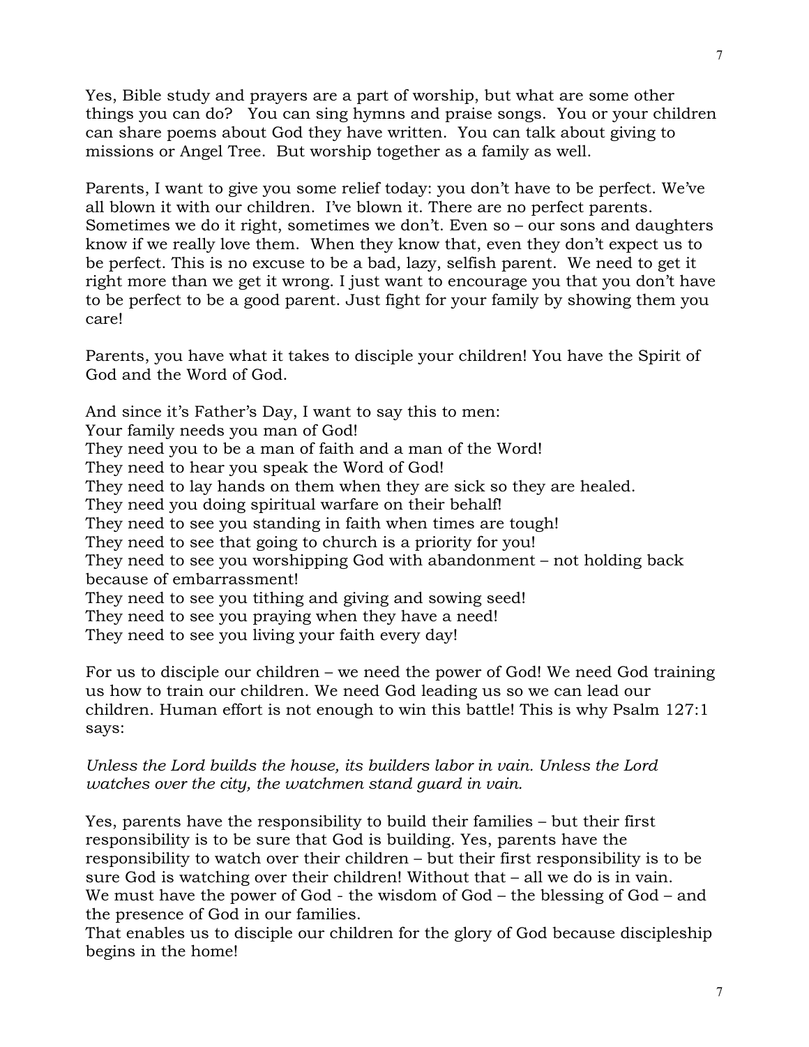Yes, Bible study and prayers are a part of worship, but what are some other things you can do? You can sing hymns and praise songs. You or your children can share poems about God they have written. You can talk about giving to missions or Angel Tree. But worship together as a family as well.

Parents, I want to give you some relief today: you don't have to be perfect. We've all blown it with our children. I've blown it. There are no perfect parents. Sometimes we do it right, sometimes we don't. Even so – our sons and daughters know if we really love them. When they know that, even they don't expect us to be perfect. This is no excuse to be a bad, lazy, selfish parent. We need to get it right more than we get it wrong. I just want to encourage you that you don't have to be perfect to be a good parent. Just fight for your family by showing them you care!

Parents, you have what it takes to disciple your children! You have the Spirit of God and the Word of God.

And since it's Father's Day, I want to say this to men:
Your family needs you man of God!
They need you to be a man of faith and a man of the Word!
They need to hear you speak the Word of God!
They need to lay hands on them when they are sick so they are healed.
They need you doing spiritual warfare on their behalf!
They need to see you standing in faith when times are tough!
They need to see that going to church is a priority for you!
They need to see you worshipping God with abandonment – not holding back because of embarrassment!
They need to see you tithing and giving and sowing seed!
They need to see you praying when they have a need!
They need to see you living your faith every day!

For us to disciple our children – we need the power of God! We need God training us how to train our children. We need God leading us so we can lead our children. Human effort is not enough to win this battle! This is why Psalm 127:1 says:

*Unless the Lord builds the house, its builders labor in vain. Unless the Lord watches over the city, the watchmen stand guard in vain.*

Yes, parents have the responsibility to build their families – but their first responsibility is to be sure that God is building. Yes, parents have the responsibility to watch over their children – but their first responsibility is to be sure God is watching over their children! Without that – all we do is in vain.
We must have the power of God - the wisdom of God – the blessing of God – and the presence of God in our families.
That enables us to disciple our children for the glory of God because discipleship begins in the home!